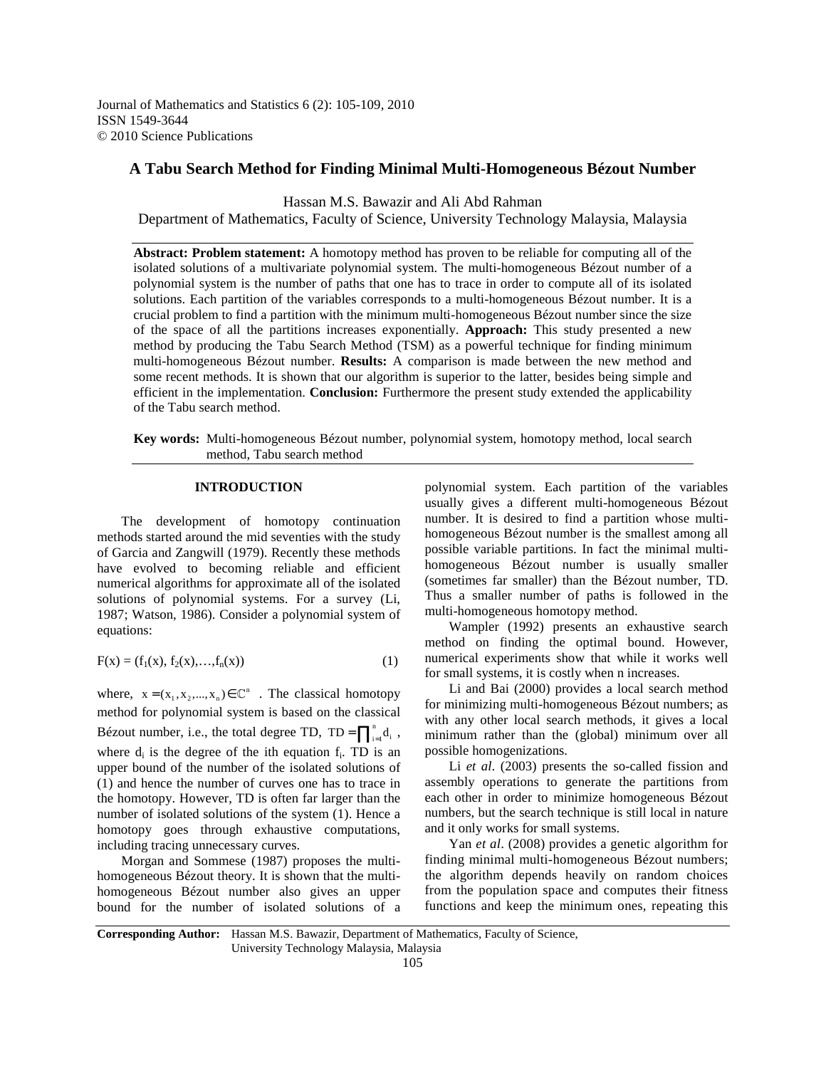# A Tabu Search Method for Finding Minimal Multi-Homogeneous Bézout Number

Hassan M.S. Bawazir and Ali Abd Rahman

Department of Mathematics, Faculty of Science, University Technology Malaysia, Malaysia

**Abstract: Problem statement:** A homotopy method has proven to be reliable for computing all of the isolated solutions of a multivariate polynomial system. The multi-homogeneous Bézout number of a polynomial system is the number of paths that one has to trace in order to compute all of its isolated solutions. Each partition of the variables corresponds to a multi-homogeneous Bézout number. It is a crucial problem to find a partition with the minimum multi-homogeneous Bézout number since the size of the space of all the partitions increases exponentially. **Approach:** This study presented a new method by producing the Tabu Search Method (TSM) as a powerful technique for finding minimum multi-homogeneous Bézout number. **Results:** A comparison is made between the new method and some recent methods. It is shown that our algorithm is superior to the latter, besides being simple and efficient in the implementation. **Conclusion:** Furthermore the present study extended the applicability of the Tabu search method.

**Key words:** Multi-homogeneous Bézout number, polynomial system, homotopy method, local search method, Tabu search method

## INTRODUCTION

The development of homotopy continuation methods started around the mid seventies with the study of Garcia and Zangwill (1979). Recently these methods have evolved to becoming reliable and efficient numerical algorithms for approximate all of the isolated solutions of polynomial systems. For a survey (Li, 1987; Watson, 1986). Consider a polynomial system of equations:

$$F(x) = (f_1(x), f_2(x),\dots,f_n(x)) \tag{1}$$

where, $x = (x_1, x_2,\dots, x_n) \in \mathbb{C}^n$. The classical homotopy method for polynomial system is based on the classical Bézout number, i.e., the total degree TD, $TD = \prod_{i=1}^{n} d_i$, where $d_i$ is the degree of the ith equation $f_i$. TD is an upper bound of the number of curves the isolated solutions of (1) and hence the number of curves one has to trace in the homotopy. However, TD is often far larger than the number of isolated solutions of the system (1). Hence a homotopy goes through exhaustive computations, including tracing unnecessary curves.

Morgan and Sommese (1987) proposes the multi-homogeneous Bézout theory. It is shown that the multi-homogeneous Bézout number also gives an upper bound for the number of isolated solutions of a polynomial system. Each partition of the variables usually gives a different multi-homogeneous Bézout number. It is desired to find a partition whose multi-homogeneous Bézout number is the smallest among all possible variable partitions. In fact the minimal multi-homogeneous Bézout number is usually smaller (sometimes far smaller) than the Bézout number, TD. Thus a smaller number of paths is followed in the multi-homogeneous homotopy method.

Wampler (1992) presents an exhaustive search method on finding the optimal bound. However, numerical experiments show that while it works well for small systems, it is costly when n increases.

Li and Bai (2000) provides a local search method for minimizing multi-homogeneous Bézout numbers; as with any other local search methods, it gives a local minimum rather than the (global) minimum over all possible homogenizations.

Li *et al*. (2003) presents the so-called fission and assembly operations to generate the partitions from each other in order to minimize homogeneous Bézout numbers, but the search technique is still local in nature and it only works for small systems.

Yan *et al*. (2008) provides a genetic algorithm for finding minimal multi-homogeneous Bézout numbers; the algorithm depends heavily on random choices from the population space and computes their fitness functions and keep the minimum ones, repeating this

**Corresponding Author:** Hassan M.S. Bawazir, Department of Mathematics, Faculty of Science, University Technology Malaysia, Malaysia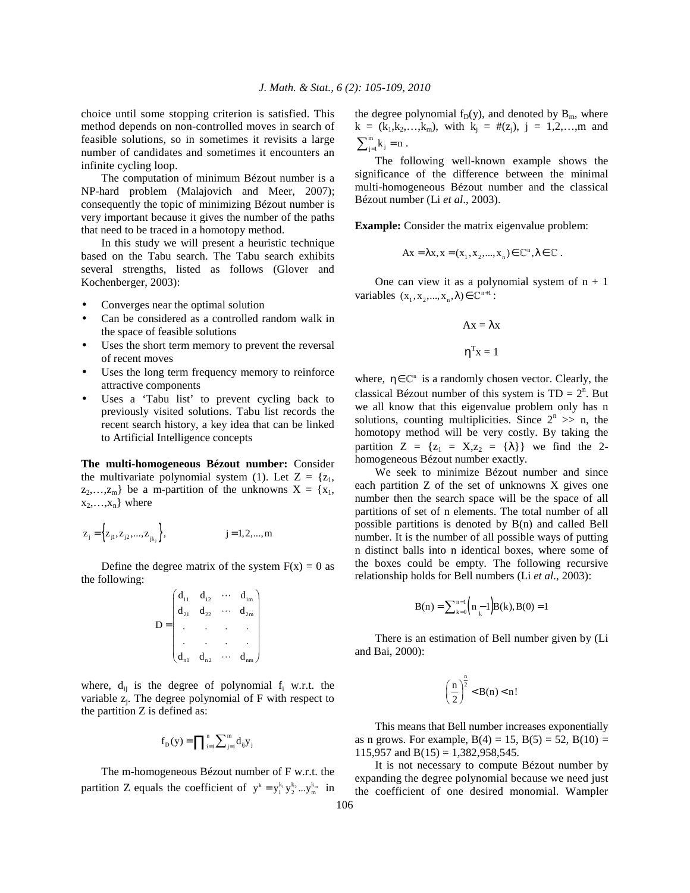choice until some stopping criterion is satisfied. This method depends on non-controlled moves in search of feasible solutions, so in sometimes it revisits a large number of candidates and sometimes it encounters an infinite cycling loop.

The computation of minimum Bézout number is a NP-hard problem (Malajovich and Meer, 2007); consequently the topic of minimizing Bézout number is very important because it gives the number of the paths that need to be traced in a homotopy method.

In this study we will present a heuristic technique based on the Tabu search. The Tabu search exhibits several strengths, listed as follows (Glover and Kochenberger, 2003):

- Converges near the optimal solution
- Can be considered as a controlled random walk in the space of feasible solutions
- Uses the short term memory to prevent the reversal of recent moves
- Uses the long term frequency memory to reinforce attractive components
- Uses a 'Tabu list' to prevent cycling back to previously visited solutions. Tabu list records the recent search history, a key idea that can be linked to Artificial Intelligence concepts

**The multi-homogeneous Bézout number:** Consider the multivariate polynomial system (1). Let $Z = \{z_1, z_2,\ldots,z_m\}$ be a m-partition of the unknowns $X = \{x_1, x_2,\ldots,x_n\}$ where

$$z_j = \left\{z_{j1}, z_{j2}, \ldots, z_{jk_j}\right\}, \qquad j = 1,2,\ldots,m$$

Define the degree matrix of the system $F(x) = 0$ as the following:

$$D = \begin{pmatrix} d_{11} & d_{12} & \cdots & d_{1m} \\ d_{21} & d_{22} & \cdots & d_{2m} \\ . & . & . & . \\ . & . & . & . \\ d_{n1} & d_{n2} & \cdots & d_{nm} \end{pmatrix}$$

where, $d_{ij}$ is the degree of polynomial $f_i$ w.r.t. the variable $z_j$. The degree polynomial of F with respect to the partition Z is defined as:

$$f_D(y) = \prod_{i=1}^{n} \sum_{j=1}^{m} d_{ij} y_j$$

The m-homogeneous Bézout number of F w.r.t. the partition Z equals the coefficient of $y^k = y_1^{k_1} y_2^{k_2} \ldots y_m^{k_m}$ in the degree polynomial $f_D(y)$, and denoted by $B_m$, where $k = (k_1,k_2,\ldots,k_m)$, with $k_j = \#(z_j)$, $j = 1,2,\ldots,m$ and $\sum_{j=1}^{m} k_j = n$.

The following well-known example shows the significance of the difference between the minimal multi-homogeneous Bézout number and the classical Bézout number (Li *et al*., 2003).

**Example:** Consider the matrix eigenvalue problem:

$$Ax = \lambda x, x = (x_1, x_2, \ldots, x_n) \in \mathbb{C}^n, \lambda \in \mathbb{C}.$$

One can view it as a polynomial system of n + 1 variables $(x_1, x_2, \ldots, x_n, \lambda) \in \mathbb{C}^{n+1}$:

$$Ax = \lambda x$$

$$\eta^T x = 1$$

where, $\eta \in \mathbb{C}^n$ is a randomly chosen vector. Clearly, the classical Bézout number of this system is $TD = 2^n$. But we all know that this eigenvalue problem only has n solutions, counting multiplicities. Since $2^n >> n$, the homotopy method will be very costly. By taking the partition $Z = \{z_1 = X, z_2 = \{\lambda\}\}$ we find the 2-homogeneous Bézout number exactly.

We seek to minimize Bézout number and since each partition Z of the set of unknowns X gives one number then the search space will be the space of all partitions of set of n elements. The total number of all possible partitions is denoted by B(n) and called Bell number. It is the number of all possible ways of putting n distinct balls into n identical boxes, where some of the boxes could be empty. The following recursive relationship holds for Bell numbers (Li *et al*., 2003):

$$B(n) = \sum_{k=0}^{n-1} \binom{n-1}{k} B(k), B(0) = 1$$

There is an estimation of Bell number given by (Li and Bai, 2000):

$$\left(\frac{n}{2}\right)^{\frac{n}{2}} < B(n) < n!$$

This means that Bell number increases exponentially as n grows. For example, B(4) = 15, B(5) = 52, B(10) = 115,957 and B(15) = 1,382,958,545.

It is not necessary to compute Bézout number by expanding the degree polynomial because we need just the coefficient of one desired monomial. Wampler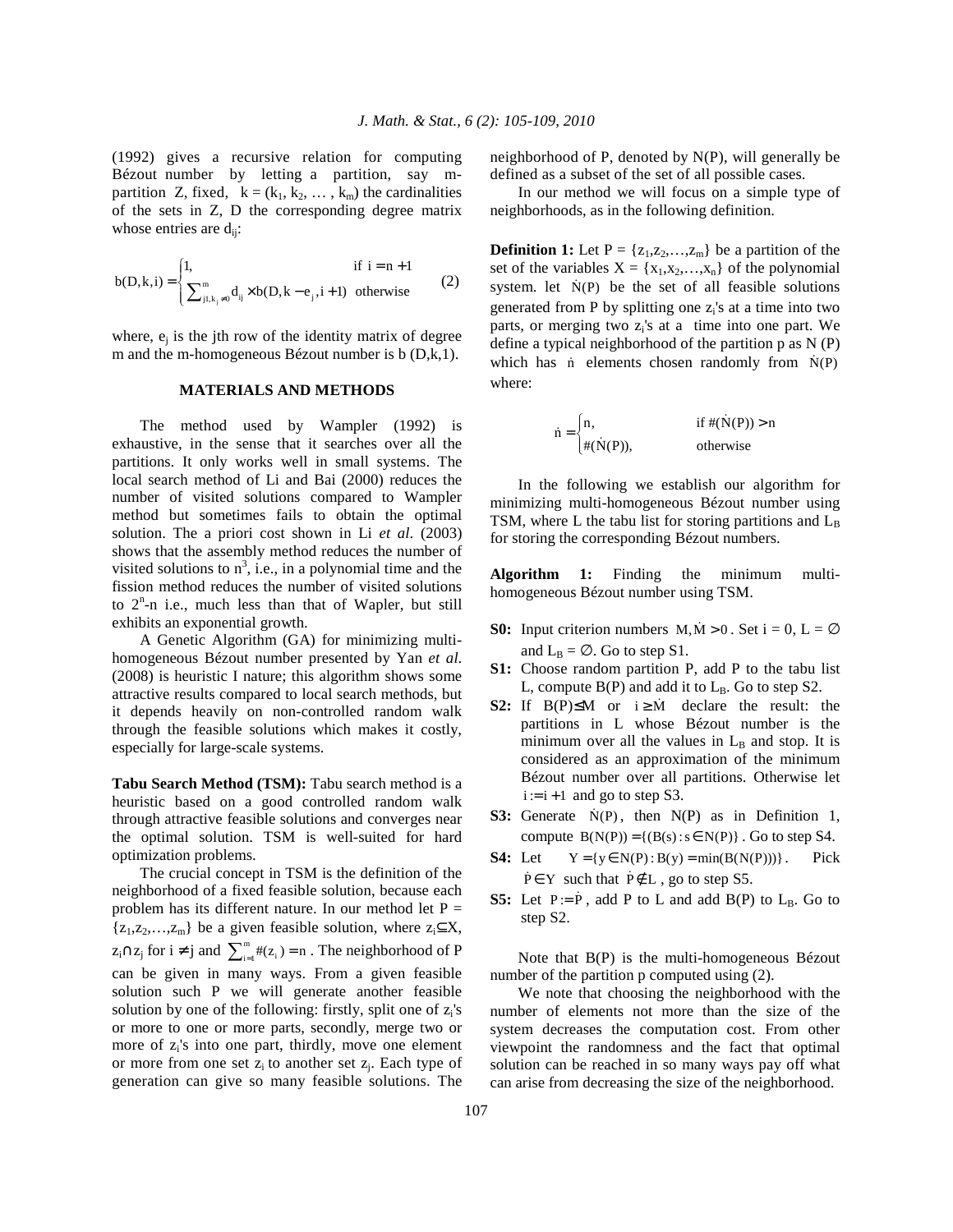(1992) gives a recursive relation for computing Bézout number by letting a partition, say m-partition Z, fixed, $k = (k_1, k_2, \ldots, k_m)$ the cardinalities of the sets in Z, D the corresponding degree matrix whose entries are $d_{ij}$:

$$b(D,k,i) = \begin{cases} 1, & \text{if } i = n+1 \\ \sum_{j1,k_j \neq 0}^{m} d_{ij} \times b(D, k - e_j, i+1) & \text{otherwise} \end{cases} \quad (2)$$

where, $e_j$ is the jth row of the identity matrix of degree m and the m-homogeneous Bézout number is b (D,k,1).

## MATERIALS AND METHODS

The method used by Wampler (1992) is exhaustive, in the sense that it searches over all the partitions. It only works well in small systems. The local search method of Li and Bai (2000) reduces the number of visited solutions compared to Wampler method but sometimes fails to obtain the optimal solution. The a priori cost shown in Li *et al*. (2003) shows that the assembly method reduces the number of visited solutions to $n^3$, i.e., in a polynomial time and the fission method reduces the number of visited solutions to $2^n$-n i.e., much less than that of Wapler, but still exhibits an exponential growth.

A Genetic Algorithm (GA) for minimizing multi-homogeneous Bézout number presented by Yan *et al*. (2008) is heuristic I nature; this algorithm shows some attractive results compared to local search methods, but it depends heavily on non-controlled random walk through the feasible solutions which makes it costly, especially for large-scale systems.

**Tabu Search Method (TSM):** Tabu search method is a heuristic based on a good controlled random walk through attractive feasible solutions and converges near the optimal solution. TSM is well-suited for hard optimization problems.

The crucial concept in TSM is the definition of the neighborhood of a fixed feasible solution, because each problem has its different nature. In our method let $P = \{z_1, z_2, \ldots, z_m\}$ be a given feasible solution, where $z_i \subseteq X$, $z_i \cap z_j$ for $i \neq j$ and $\sum_{i=1}^{m} \#(z_i) = n$. The neighborhood of P can be given in many ways. From a given feasible solution such P we will generate another feasible solution by one of the following: firstly, split one of $z_i$'s or more to one or more parts, secondly, merge two or more of $z_i$'s into one part, thirdly, move one element or more from one set $z_i$ to another set $z_j$. Each type of generation can give so many feasible solutions. The neighborhood of P, denoted by N(P), will generally be defined as a subset of the set of all possible cases.

In our method we will focus on a simple type of neighborhoods, as in the following definition.

**Definition 1:** Let $P = \{z_1, z_2, \ldots, z_m\}$ be a partition of the set of the variables $X = \{x_1, x_2, \ldots, x_n\}$ of the polynomial system. let $\dot{N}(P)$ be the set of all feasible solutions generated from P by splitting one $z_i$'s at a time into two parts, or merging two $z_i$'s at a time into one part. We define a typical neighborhood of the partition p as N (P) which has $\dot{n}$ elements chosen randomly from $\dot{N}(P)$ where:

$$\dot{n} = \begin{cases} n, & \text{if } \#(\dot{N}(P)) > n \\ \#(\dot{N}(P)), & \text{otherwise} \end{cases}$$

In the following we establish our algorithm for minimizing multi-homogeneous Bézout number using TSM, where L the tabu list for storing partitions and $L_B$ for storing the corresponding Bézout numbers.

**Algorithm 1:** Finding the minimum multi-homogeneous Bézout number using TSM.

- **S0:** Input criterion numbers $M, \dot{M} > 0$. Set $i = 0$, $L = \emptyset$ and $L_B = \emptyset$. Go to step S1.
- **S1:** Choose random partition P, add P to the tabu list L, compute B(P) and add it to $L_B$. Go to step S2.
- **S2:** If $B(P) \leq M$ or $i \geq \dot{M}$ declare the result: the partitions in L whose Bézout number is the minimum over all the values in $L_B$ and stop. It is considered as an approximation of the minimum Bézout number over all partitions. Otherwise let $i := i + 1$ and go to step S3.
- **S3:** Generate $\dot{N}(P)$, then N(P) as in Definition 1, compute $B(N(P)) = \{(B(s) : s \in N(P)\}$. Go to step S4.
- **S4:** Let $Y = \{y \in N(P) : B(y) = \min(B(N(P)))\}$. Pick $\dot{P} \in Y$ such that $\dot{P} \notin L$, go to step S5.
- **S5:** Let $P := \dot{P}$, add P to L and add B(P) to $L_B$. Go to step S2.

Note that B(P) is the multi-homogeneous Bézout number of the partition p computed using (2).

We note that choosing the neighborhood with the number of elements not more than the size of the system decreases the computation cost. From other viewpoint the randomness and the fact that optimal solution can be reached in so many ways pay off what can arise from decreasing the size of the neighborhood.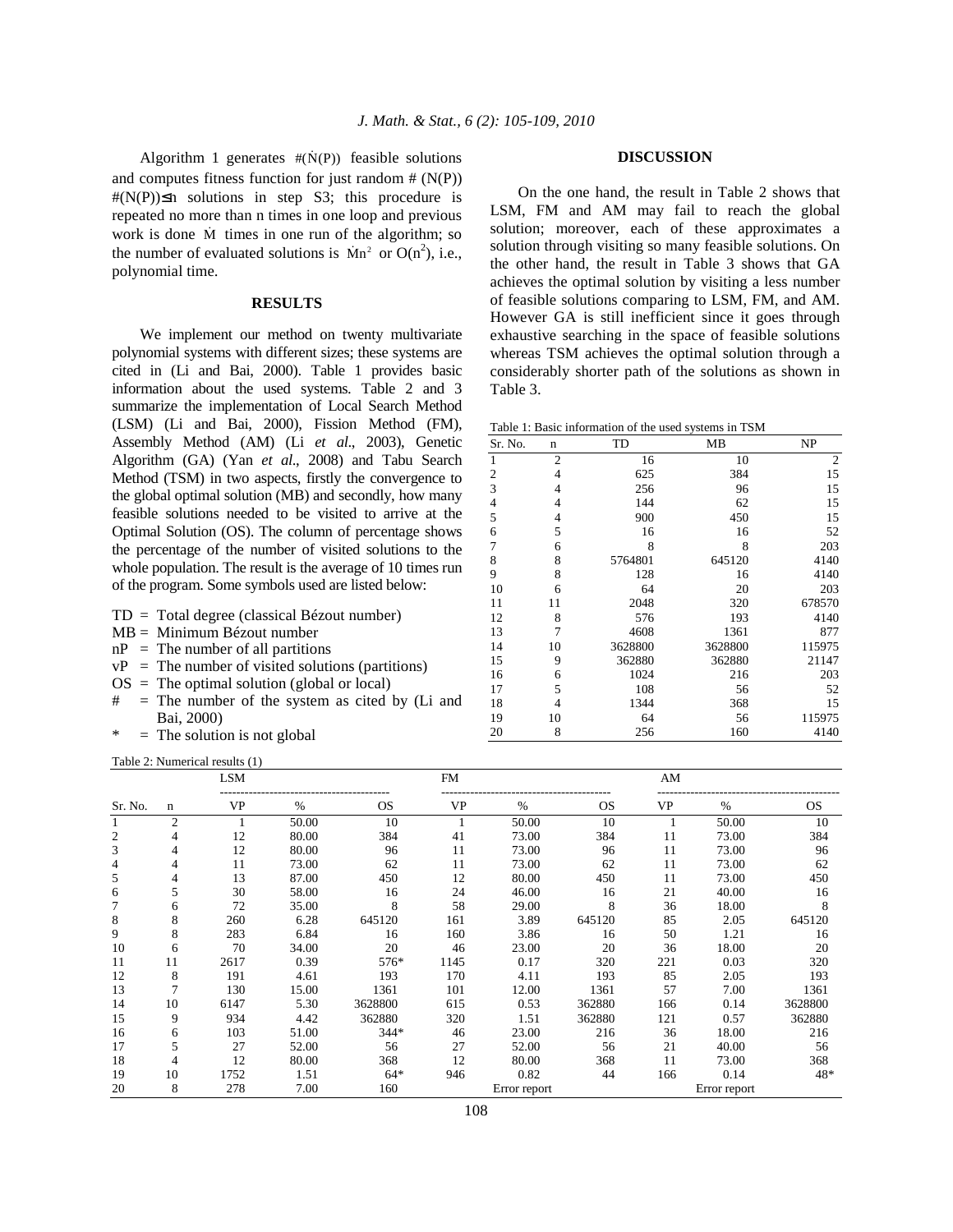Algorithm 1 generates $\#(\dot{N}(P))$ feasible solutions and computes fitness function for just random $\#(N(P))$ $\#(N(P))\leq n$ solutions in step S3; this procedure is repeated no more than n times in one loop and previous work is done $\dot{M}$ times in one run of the algorithm; so the number of evaluated solutions is $\dot{M}n^2$ or $O(n^2)$, i.e., polynomial time.

## RESULTS

We implement our method on twenty multivariate polynomial systems with different sizes; these systems are cited in (Li and Bai, 2000). Table 1 provides basic information about the used systems. Table 2 and 3 summarize the implementation of Local Search Method (LSM) (Li and Bai, 2000), Fission Method (FM), Assembly Method (AM) (Li *et al*., 2003), Genetic Algorithm (GA) (Yan *et al*., 2008) and Tabu Search Method (TSM) in two aspects, firstly the convergence to the global optimal solution (MB) and secondly, how many feasible solutions needed to be visited to arrive at the Optimal Solution (OS). The column of percentage shows the percentage of the number of visited solutions to the whole population. The result is the average of 10 times run of the program. Some symbols used are listed below:

- TD = Total degree (classical Bézout number)
- MB = Minimum Bézout number
- nP = The number of all partitions
- vP = The number of visited solutions (partitions)
- OS = The optimal solution (global or local)
- # = The number of the system as cited by (Li and Bai, 2000)
- * = The solution is not global

## DISCUSSION

On the one hand, the result in Table 2 shows that LSM, FM and AM may fail to reach the global solution; moreover, each of these approximates a solution through visiting so many feasible solutions. On the other hand, the result in Table 3 shows that GA achieves the optimal solution by visiting a less number of feasible solutions comparing to LSM, FM, and AM. However GA is still inefficient since it goes through exhaustive searching in the space of feasible solutions whereas TSM achieves the optimal solution through a considerably shorter path of the solutions as shown in Table 3.

Table 1: Basic information of the used systems in TSM

| Sr. No. | n | TD | MB | NP |
|---|---|---|---|---|
| 1 | 2 | 16 | 10 | 2 |
| 2 | 4 | 625 | 384 | 15 |
| 3 | 4 | 256 | 96 | 15 |
| 4 | 4 | 144 | 62 | 15 |
| 5 | 4 | 900 | 450 | 15 |
| 6 | 5 | 16 | 16 | 52 |
| 7 | 6 | 8 | 8 | 203 |
| 8 | 8 | 5764801 | 645120 | 4140 |
| 9 | 8 | 128 | 16 | 4140 |
| 10 | 6 | 64 | 20 | 203 |
| 11 | 11 | 2048 | 320 | 678570 |
| 12 | 8 | 576 | 193 | 4140 |
| 13 | 7 | 4608 | 1361 | 877 |
| 14 | 10 | 3628800 | 3628800 | 115975 |
| 15 | 9 | 362880 | 362880 | 21147 |
| 16 | 6 | 1024 | 216 | 203 |
| 17 | 5 | 108 | 56 | 52 |
| 18 | 4 | 1344 | 368 | 15 |
| 19 | 10 | 64 | 56 | 115975 |
| 20 | 8 | 256 | 160 | 4140 |

Table 2: Numerical results (1)

| | | LSM | | | FM | | | AM | | |
|---|---|---|---|---|---|---|---|---|---|---|
| Sr. No. | n | VP | % | OS | VP | % | OS | VP | % | OS |
| 1 | 2 | 1 | 50.00 | 10 | 1 | 50.00 | 10 | 1 | 50.00 | 10 |
| 2 | 4 | 12 | 80.00 | 384 | 41 | 73.00 | 384 | 11 | 73.00 | 384 |
| 3 | 4 | 12 | 80.00 | 96 | 11 | 73.00 | 96 | 11 | 73.00 | 96 |
| 4 | 4 | 11 | 73.00 | 62 | 11 | 73.00 | 62 | 11 | 73.00 | 62 |
| 5 | 4 | 13 | 87.00 | 450 | 12 | 80.00 | 450 | 11 | 73.00 | 450 |
| 6 | 5 | 30 | 58.00 | 16 | 24 | 46.00 | 16 | 21 | 40.00 | 16 |
| 7 | 6 | 72 | 35.00 | 8 | 58 | 29.00 | 8 | 36 | 18.00 | 8 |
| 8 | 8 | 260 | 6.28 | 645120 | 161 | 3.89 | 645120 | 85 | 2.05 | 645120 |
| 9 | 8 | 283 | 6.84 | 16 | 160 | 3.86 | 16 | 50 | 1.21 | 16 |
| 10 | 6 | 70 | 34.00 | 20 | 46 | 23.00 | 20 | 36 | 18.00 | 20 |
| 11 | 11 | 2617 | 0.39 | 576* | 1145 | 0.17 | 320 | 221 | 0.03 | 320 |
| 12 | 8 | 191 | 4.61 | 193 | 170 | 4.11 | 193 | 85 | 2.05 | 193 |
| 13 | 7 | 130 | 15.00 | 1361 | 101 | 12.00 | 1361 | 57 | 7.00 | 1361 |
| 14 | 10 | 6147 | 5.30 | 3628800 | 615 | 0.53 | 362880 | 166 | 0.14 | 3628800 |
| 15 | 9 | 934 | 4.42 | 362880 | 320 | 1.51 | 362880 | 121 | 0.57 | 362880 |
| 16 | 6 | 103 | 51.00 | 344* | 46 | 23.00 | 216 | 36 | 18.00 | 216 |
| 17 | 5 | 27 | 52.00 | 56 | 27 | 52.00 | 56 | 21 | 40.00 | 56 |
| 18 | 4 | 12 | 80.00 | 368 | 12 | 80.00 | 368 | 11 | 73.00 | 368 |
| 19 | 10 | 1752 | 1.51 | 64* | 946 | 0.82 | 44 | 166 | 0.14 | 48* |
| 20 | 8 | 278 | 7.00 | 160 | | Error report | | | Error report | |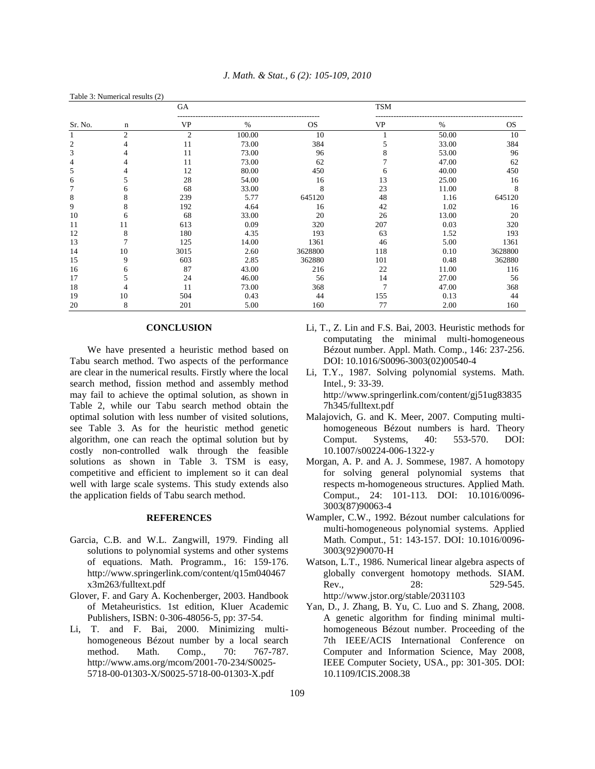Table 3: Numerical results (2)

| | | GA | | | TSM | | |
|---|---|---|---|---|---|---|---|
| Sr. No. | n | VP | % | OS | VP | % | OS |
| 1 | 2 | 2 | 100.00 | 10 | 1 | 50.00 | 10 |
| 2 | 4 | 11 | 73.00 | 384 | 5 | 33.00 | 384 |
| 3 | 4 | 11 | 73.00 | 96 | 8 | 53.00 | 96 |
| 4 | 4 | 11 | 73.00 | 62 | 7 | 47.00 | 62 |
| 5 | 4 | 12 | 80.00 | 450 | 6 | 40.00 | 450 |
| 6 | 5 | 28 | 54.00 | 16 | 13 | 25.00 | 16 |
| 7 | 6 | 68 | 33.00 | 8 | 23 | 11.00 | 8 |
| 8 | 8 | 239 | 5.77 | 645120 | 48 | 1.16 | 645120 |
| 9 | 8 | 192 | 4.64 | 16 | 42 | 1.02 | 16 |
| 10 | 6 | 68 | 33.00 | 20 | 26 | 13.00 | 20 |
| 11 | 11 | 613 | 0.09 | 320 | 207 | 0.03 | 320 |
| 12 | 8 | 180 | 4.35 | 193 | 63 | 1.52 | 193 |
| 13 | 7 | 125 | 14.00 | 1361 | 46 | 5.00 | 1361 |
| 14 | 10 | 3015 | 2.60 | 3628800 | 118 | 0.10 | 3628800 |
| 15 | 9 | 603 | 2.85 | 362880 | 101 | 0.48 | 362880 |
| 16 | 6 | 87 | 43.00 | 216 | 22 | 11.00 | 116 |
| 17 | 5 | 24 | 46.00 | 56 | 14 | 27.00 | 56 |
| 18 | 4 | 11 | 73.00 | 368 | 7 | 47.00 | 368 |
| 19 | 10 | 504 | 0.43 | 44 | 155 | 0.13 | 44 |
| 20 | 8 | 201 | 5.00 | 160 | 77 | 2.00 | 160 |

## CONCLUSION

We have presented a heuristic method based on Tabu search method. Two aspects of the performance are clear in the numerical results. Firstly where the local search method, fission method and assembly method may fail to achieve the optimal solution, as shown in Table 2, while our Tabu search method obtain the optimal solution with less number of visited solutions, see Table 3. As for the heuristic method genetic algorithm, one can reach the optimal solution but by costly non-controlled walk through the feasible solutions as shown in Table 3. TSM is easy, competitive and efficient to implement so it can deal well with large scale systems. This study extends also the application fields of Tabu search method.

## REFERENCES

- Garcia, C.B. and W.L. Zangwill, 1979. Finding all solutions to polynomial systems and other systems of equations. Math. Programm., 16: 159-176. http://www.springerlink.com/content/q15m040467x3m263/fulltext.pdf
- Glover, F. and Gary A. Kochenberger, 2003. Handbook of Metaheuristics. 1st edition, Kluer Academic Publishers, ISBN: 0-306-48056-5, pp: 37-54.
- Li, T. and F. Bai, 2000. Minimizing multi-homogeneous Bézout number by a local search method. Math. Comp., 70: 767-787. http://www.ams.org/mcom/2001-70-234/S0025-5718-00-01303-X/S0025-5718-00-01303-X.pdf
- Li, T., Z. Lin and F.S. Bai, 2003. Heuristic methods for computating the minimal multi-homogeneous Bézout number. Appl. Math. Comp., 146: 237-256. DOI: 10.1016/S0096-3003(02)00540-4
- Li, T.Y., 1987. Solving polynomial systems. Math. Intel., 9: 33-39. http://www.springerlink.com/content/gj51ug838357h345/fulltext.pdf
- Malajovich, G. and K. Meer, 2007. Computing multi-homogeneous Bézout numbers is hard. Theory Comput. Systems, 40: 553-570. DOI: 10.1007/s00224-006-1322-y
- Morgan, A. P. and A. J. Sommese, 1987. A homotopy for solving general polynomial systems that respects m-homogeneous structures. Applied Math. Comput., 24: 101-113. DOI: 10.1016/0096-3003(87)90063-4
- Wampler, C.W., 1992. Bézout number calculations for multi-homogeneous polynomial systems. Applied Math. Comput., 51: 143-157. DOI: 10.1016/0096-3003(92)90070-H
- Watson, L.T., 1986. Numerical linear algebra aspects of globally convergent homotopy methods. SIAM. Rev., 28: 529-545. http://www.jstor.org/stable/2031103
- Yan, D., J. Zhang, B. Yu, C. Luo and S. Zhang, 2008. A genetic algorithm for finding minimal multi-homogeneous Bézout number. Proceeding of the 7th IEEE/ACIS International Conference on Computer and Information Science, May 2008, IEEE Computer Society, USA., pp: 301-305. DOI: 10.1109/ICIS.2008.38